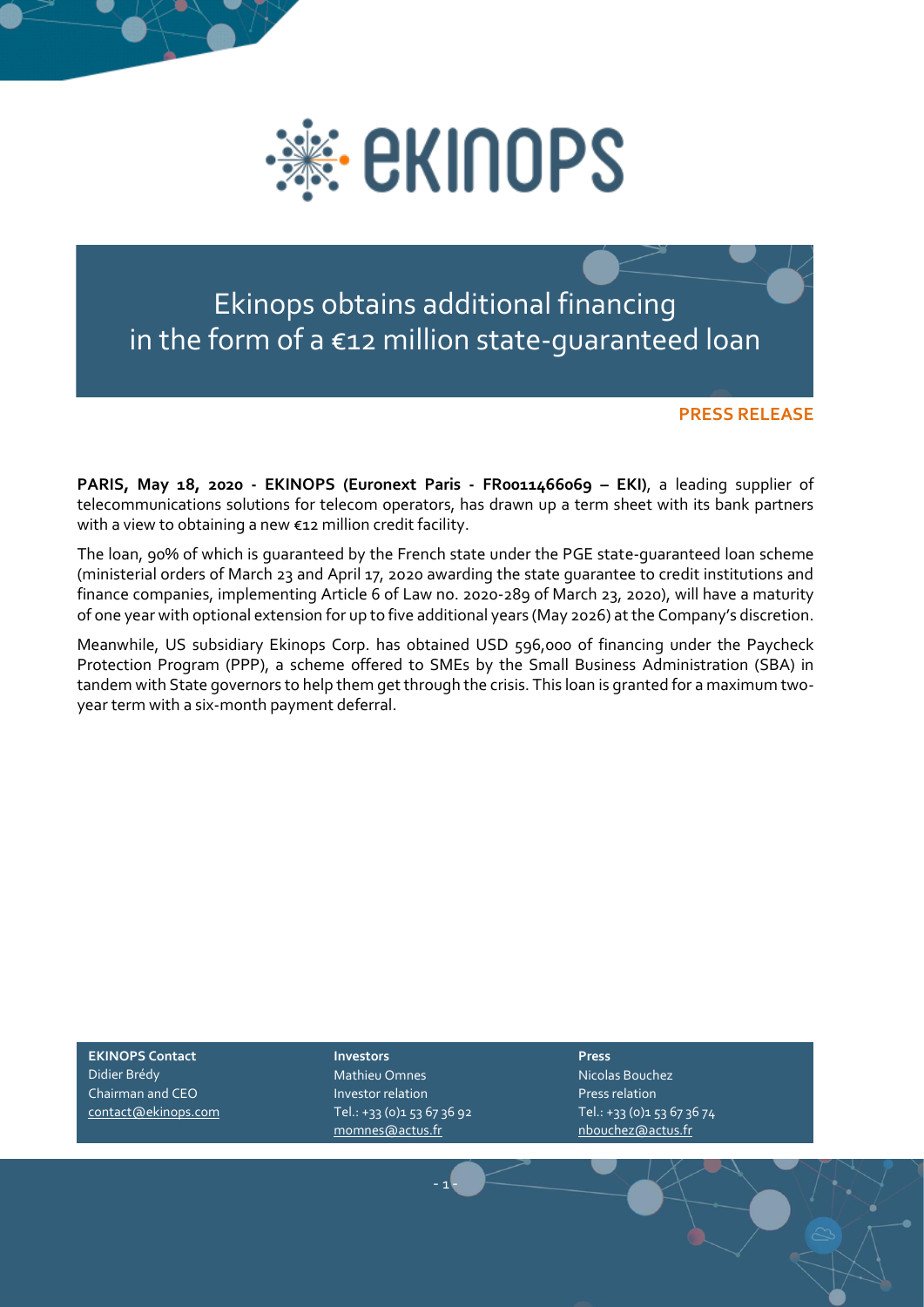# Ekinops obtains additional financing in the form of a €12 million state-guaranteed loan

**PRESS RELEASE**

**PARIS, May 18, 2020 - EKINOPS (Euronext Paris - FR0011466069 – EKI)**, a leading supplier of telecommunications solutions for telecom operators, has drawn up a term sheet with its bank partners with a view to obtaining a new €12 million credit facility.

The loan, 90% of which is guaranteed by the French state under the PGE state-guaranteed loan scheme (ministerial orders of March 23 and April 17, 2020 awarding the state guarantee to credit institutions and finance companies, implementing Article 6 of Law no. 2020-289 of March 23, 2020), will have a maturity of one year with optional extension for up to five additional years (May 2026) at the Company's discretion.

Meanwhile, US subsidiary Ekinops Corp. has obtained USD 596,000 of financing under the Paycheck Protection Program (PPP), a scheme offered to SMEs by the Small Business Administration (SBA) in tandem with State governors to help them get through the crisis. This loan is granted for a maximum two-year term with a six-month payment deferral.

**EKINOPS Contact**
Didier Brédy
Chairman and CEO
contact@ekinops.com

**Investors**
Mathieu Omnes
Investor relation
Tel.: +33 (0)1 53 67 36 92
momnes@actus.fr

**Press**
Nicolas Bouchez
Press relation
Tel.: +33 (0)1 53 67 36 74
nbouchez@actus.fr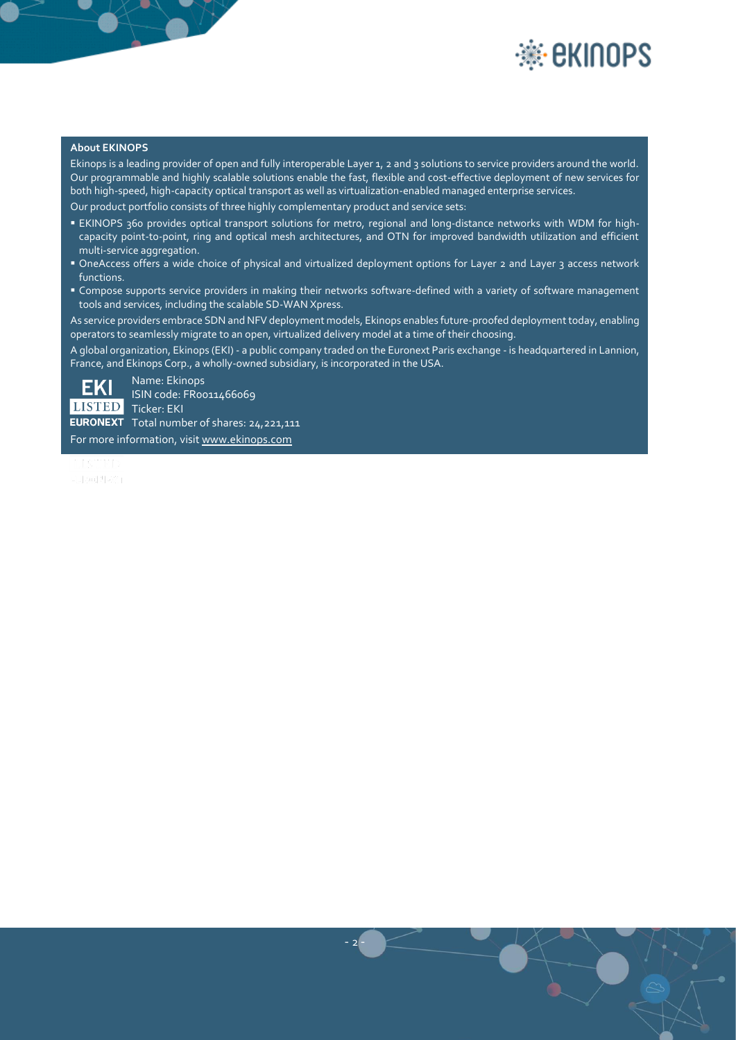**About EKINOPS**

Ekinops is a leading provider of open and fully interoperable Layer 1, 2 and 3 solutions to service providers around the world. Our programmable and highly scalable solutions enable the fast, flexible and cost-effective deployment of new services for both high-speed, high-capacity optical transport as well as virtualization-enabled managed enterprise services.

Our product portfolio consists of three highly complementary product and service sets:

- EKINOPS 360 provides optical transport solutions for metro, regional and long-distance networks with WDM for high-capacity point-to-point, ring and optical mesh architectures, and OTN for improved bandwidth utilization and efficient multi-service aggregation.
- OneAccess offers a wide choice of physical and virtualized deployment options for Layer 2 and Layer 3 access network functions.
- Compose supports service providers in making their networks software-defined with a variety of software management tools and services, including the scalable SD-WAN Xpress.

As service providers embrace SDN and NFV deployment models, Ekinops enables future-proofed deployment today, enabling operators to seamlessly migrate to an open, virtualized delivery model at a time of their choosing.

A global organization, Ekinops (EKI) - a public company traded on the Euronext Paris exchange - is headquartered in Lannion, France, and Ekinops Corp., a wholly-owned subsidiary, is incorporated in the USA.

EKI LISTED EURONEXT

Name: Ekinops
ISIN code: FR0011466069
Ticker: EKI
Total number of shares: 24,221,111

For more information, visit www.ekinops.com